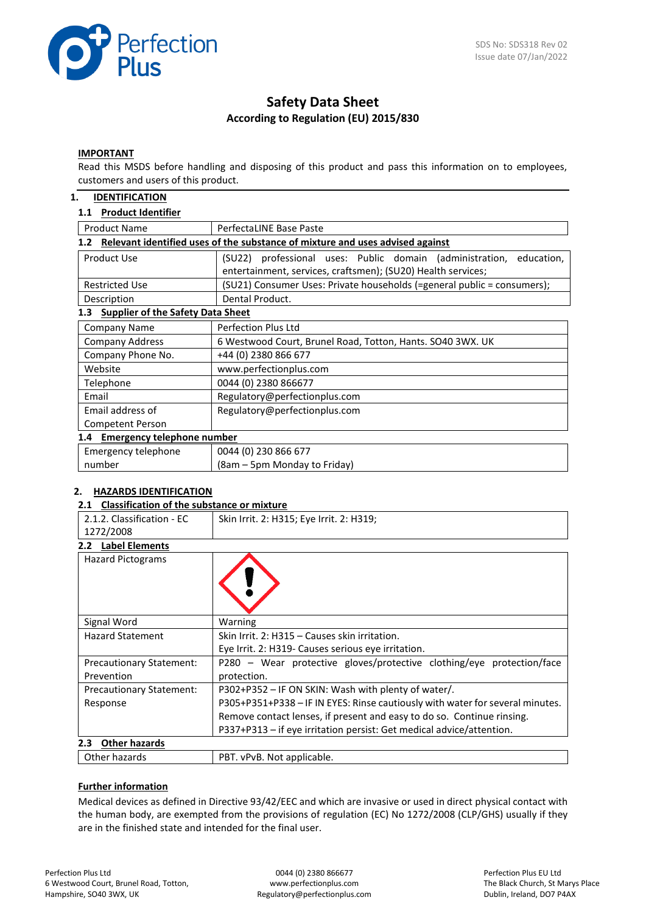SDS No: SDS318 Rev 02
Issue date 07/Jan/2022

# Safety Data Sheet

**According to Regulation (EU) 2015/830**

**IMPORTANT**

Read this MSDS before handling and disposing of this product and pass this information on to employees, customers and users of this product.

## 1. IDENTIFICATION

### 1.1 Product Identifier

| Product Name | PerfectaLINE Base Paste |
|---|---|

### 1.2 Relevant identified uses of the substance of mixture and uses advised against

| Product Use | (SU22) professional uses: Public domain (administration, education, entertainment, services, craftsmen); (SU20) Health services; |
|---|---|
| Restricted Use | (SU21) Consumer Uses: Private households (=general public = consumers); |
| Description | Dental Product. |

### 1.3 Supplier of the Safety Data Sheet

| Company Name | Perfection Plus Ltd |
|---|---|
| Company Address | 6 Westwood Court, Brunel Road, Totton, Hants. SO40 3WX. UK |
| Company Phone No. | +44 (0) 2380 866 677 |
| Website | www.perfectionplus.com |
| Telephone | 0044 (0) 2380 866677 |
| Email | Regulatory@perfectionplus.com |
| Email address of Competent Person | Regulatory@perfectionplus.com |

### 1.4 Emergency telephone number

| Emergency telephone number | 0044 (0) 230 866 677 (8am – 5pm Monday to Friday) |
|---|---|

## 2. HAZARDS IDENTIFICATION

### 2.1 Classification of the substance or mixture

| 2.1.2. Classification - EC 1272/2008 | Skin Irrit. 2: H315; Eye Irrit. 2: H319; |
|---|---|

### 2.2 Label Elements

| Hazard Pictograms | |
|---|---|
| Signal Word | Warning |
| Hazard Statement | Skin Irrit. 2: H315 – Causes skin irritation.<br>Eye Irrit. 2: H319- Causes serious eye irritation. |
| Precautionary Statement: Prevention | P280 – Wear protective gloves/protective clothing/eye protection/face protection. |
| Precautionary Statement: Response | P302+P352 – IF ON SKIN: Wash with plenty of water/.<br>P305+P351+P338 – IF IN EYES: Rinse cautiously with water for several minutes. Remove contact lenses, if present and easy to do so. Continue rinsing.<br>P337+P313 – if eye irritation persist: Get medical advice/attention. |

### 2.3 Other hazards

| Other hazards | PBT. vPvB. Not applicable. |
|---|---|

**Further information**

Medical devices as defined in Directive 93/42/EEC and which are invasive or used in direct physical contact with the human body, are exempted from the provisions of regulation (EC) No 1272/2008 (CLP/GHS) usually if they are in the finished state and intended for the final user.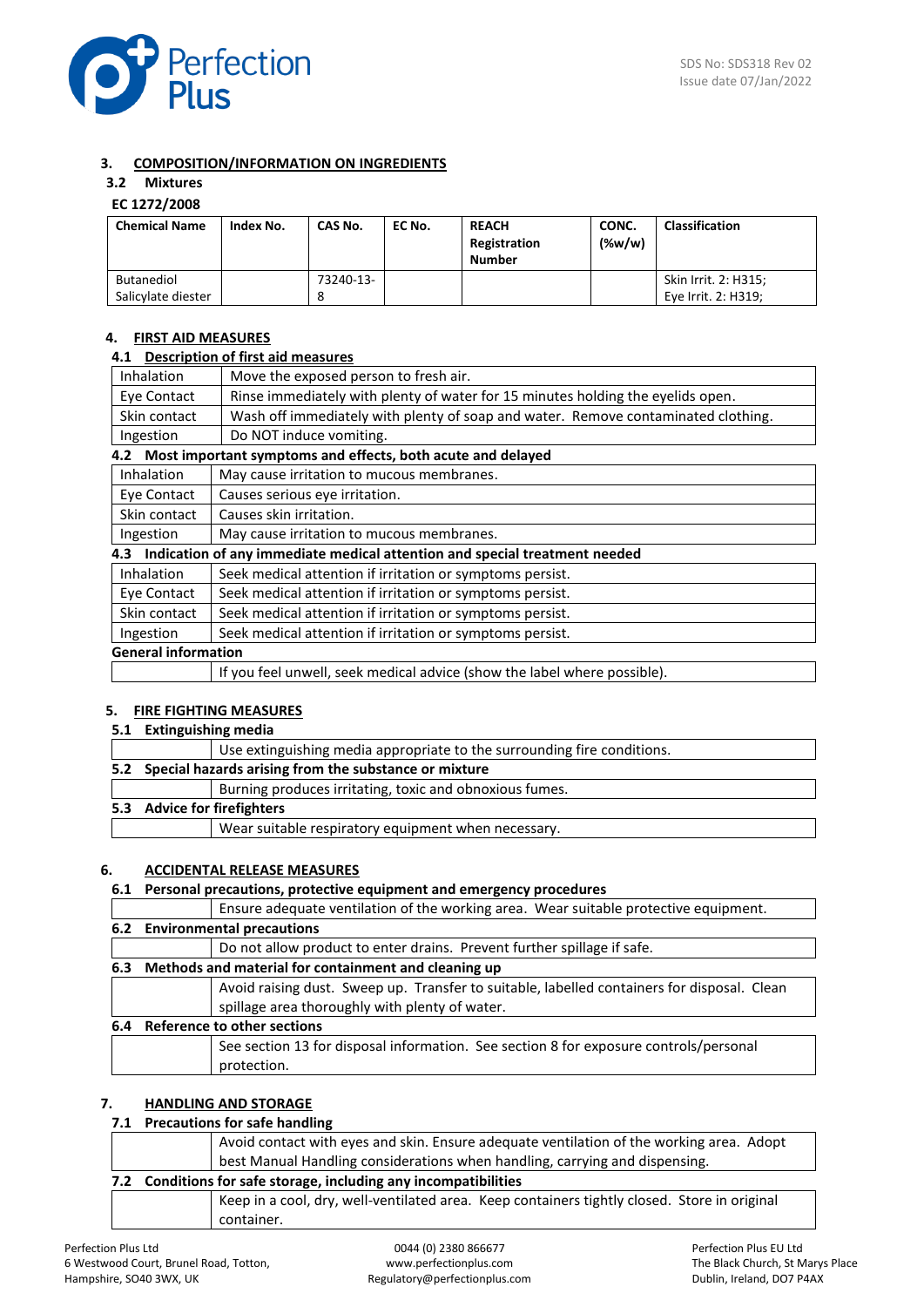## 3. COMPOSITION/INFORMATION ON INGREDIENTS

### 3.2 Mixtures

**EC 1272/2008**

| Chemical Name | Index No. | CAS No. | EC No. | REACH Registration Number | CONC. (%w/w) | Classification |
|---|---|---|---|---|---|---|
| Butanediol Salicylate diester | | 73240-13-8 | | | | Skin Irrit. 2: H315; Eye Irrit. 2: H319; |

## 4. FIRST AID MEASURES

### 4.1 Description of first aid measures

| | |
|---|---|
| Inhalation | Move the exposed person to fresh air. |
| Eye Contact | Rinse immediately with plenty of water for 15 minutes holding the eyelids open. |
| Skin contact | Wash off immediately with plenty of soap and water. Remove contaminated clothing. |
| Ingestion | Do NOT induce vomiting. |

### 4.2 Most important symptoms and effects, both acute and delayed

| | |
|---|---|
| Inhalation | May cause irritation to mucous membranes. |
| Eye Contact | Causes serious eye irritation. |
| Skin contact | Causes skin irritation. |
| Ingestion | May cause irritation to mucous membranes. |

### 4.3 Indication of any immediate medical attention and special treatment needed

| | |
|---|---|
| Inhalation | Seek medical attention if irritation or symptoms persist. |
| Eye Contact | Seek medical attention if irritation or symptoms persist. |
| Skin contact | Seek medical attention if irritation or symptoms persist. |
| Ingestion | Seek medical attention if irritation or symptoms persist. |

**General information**

If you feel unwell, seek medical advice (show the label where possible).

## 5. FIRE FIGHTING MEASURES

### 5.1 Extinguishing media

Use extinguishing media appropriate to the surrounding fire conditions.

### 5.2 Special hazards arising from the substance or mixture

Burning produces irritating, toxic and obnoxious fumes.

### 5.3 Advice for firefighters

Wear suitable respiratory equipment when necessary.

## 6. ACCIDENTAL RELEASE MEASURES

### 6.1 Personal precautions, protective equipment and emergency procedures

Ensure adequate ventilation of the working area. Wear suitable protective equipment.

### 6.2 Environmental precautions

Do not allow product to enter drains. Prevent further spillage if safe.

### 6.3 Methods and material for containment and cleaning up

Avoid raising dust. Sweep up. Transfer to suitable, labelled containers for disposal. Clean spillage area thoroughly with plenty of water.

### 6.4 Reference to other sections

See section 13 for disposal information. See section 8 for exposure controls/personal protection.

## 7. HANDLING AND STORAGE

### 7.1 Precautions for safe handling

Avoid contact with eyes and skin. Ensure adequate ventilation of the working area. Adopt best Manual Handling considerations when handling, carrying and dispensing.

### 7.2 Conditions for safe storage, including any incompatibilities

Keep in a cool, dry, well-ventilated area. Keep containers tightly closed. Store in original container.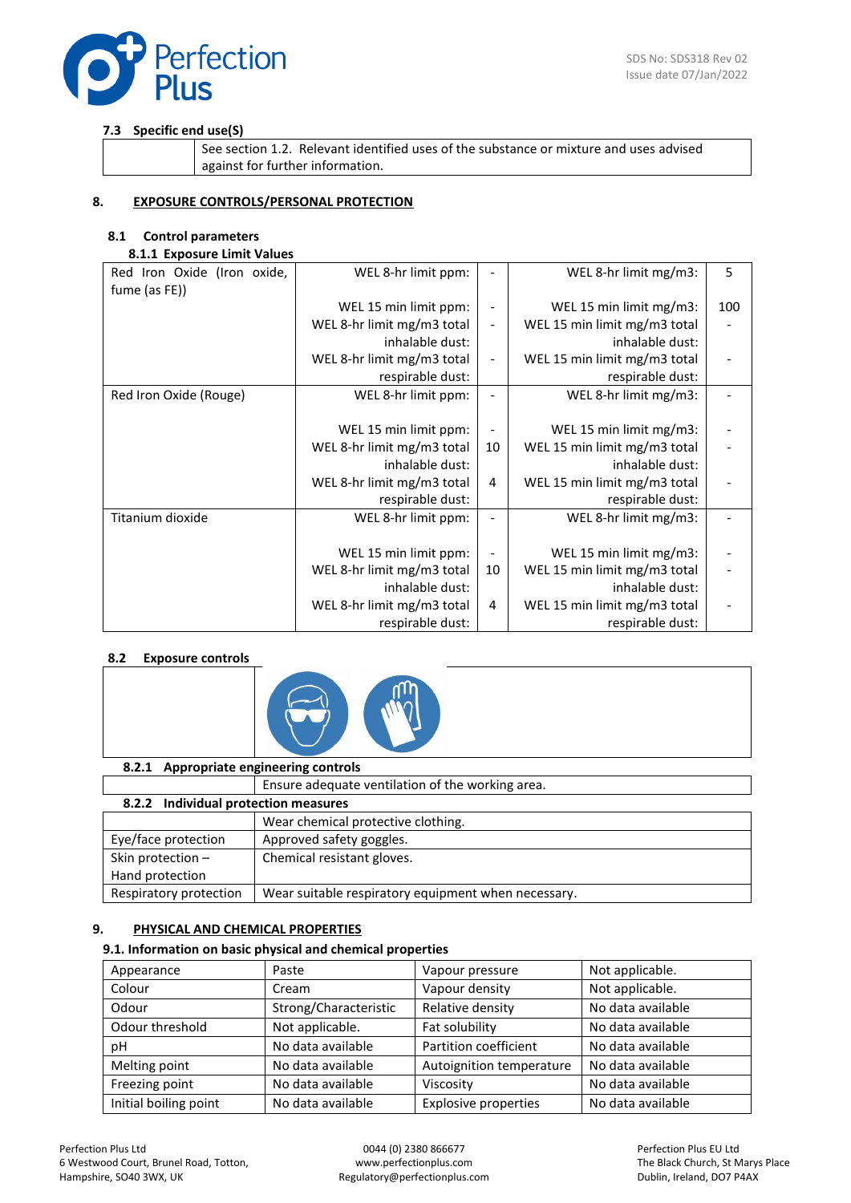### 7.3 Specific end use(S)

| | |
|---|---|
| | See section 1.2. Relevant identified uses of the substance or mixture and uses advised against for further information. |

## 8. EXPOSURE CONTROLS/PERSONAL PROTECTION

### 8.1 Control parameters

#### 8.1.1 Exposure Limit Values

| Substance | | | | |
|---|---|---|---|---|
| Red Iron Oxide (Iron oxide, fume (as FE)) | WEL 8-hr limit ppm: | - | WEL 8-hr limit mg/m3: | 5 |
| | WEL 15 min limit ppm: | - | WEL 15 min limit mg/m3: | 100 |
| | WEL 8-hr limit mg/m3 total inhalable dust: | - | WEL 15 min limit mg/m3 total inhalable dust: | - |
| | WEL 8-hr limit mg/m3 total respirable dust: | - | WEL 15 min limit mg/m3 total respirable dust: | - |
| Red Iron Oxide (Rouge) | WEL 8-hr limit ppm: | - | WEL 8-hr limit mg/m3: | - |
| | WEL 15 min limit ppm: | - | WEL 15 min limit mg/m3: | - |
| | WEL 8-hr limit mg/m3 total inhalable dust: | 10 | WEL 15 min limit mg/m3 total inhalable dust: | - |
| | WEL 8-hr limit mg/m3 total respirable dust: | 4 | WEL 15 min limit mg/m3 total respirable dust: | - |
| Titanium dioxide | WEL 8-hr limit ppm: | - | WEL 8-hr limit mg/m3: | - |
| | WEL 15 min limit ppm: | - | WEL 15 min limit mg/m3: | - |
| | WEL 8-hr limit mg/m3 total inhalable dust: | 10 | WEL 15 min limit mg/m3 total inhalable dust: | - |
| | WEL 8-hr limit mg/m3 total respirable dust: | 4 | WEL 15 min limit mg/m3 total respirable dust: | - |

### 8.2 Exposure controls

#### 8.2.1 Appropriate engineering controls

| | |
|---|---|
| | Ensure adequate ventilation of the working area. |

#### 8.2.2 Individual protection measures

| | |
|---|---|
| | Wear chemical protective clothing. |
| Eye/face protection | Approved safety goggles. |
| Skin protection – Hand protection | Chemical resistant gloves. |
| Respiratory protection | Wear suitable respiratory equipment when necessary. |

## 9. PHYSICAL AND CHEMICAL PROPERTIES

### 9.1. Information on basic physical and chemical properties

| | | | |
|---|---|---|---|
| Appearance | Paste | Vapour pressure | Not applicable. |
| Colour | Cream | Vapour density | Not applicable. |
| Odour | Strong/Characteristic | Relative density | No data available |
| Odour threshold | Not applicable. | Fat solubility | No data available |
| pH | No data available | Partition coefficient | No data available |
| Melting point | No data available | Autoignition temperature | No data available |
| Freezing point | No data available | Viscosity | No data available |
| Initial boiling point | No data available | Explosive properties | No data available |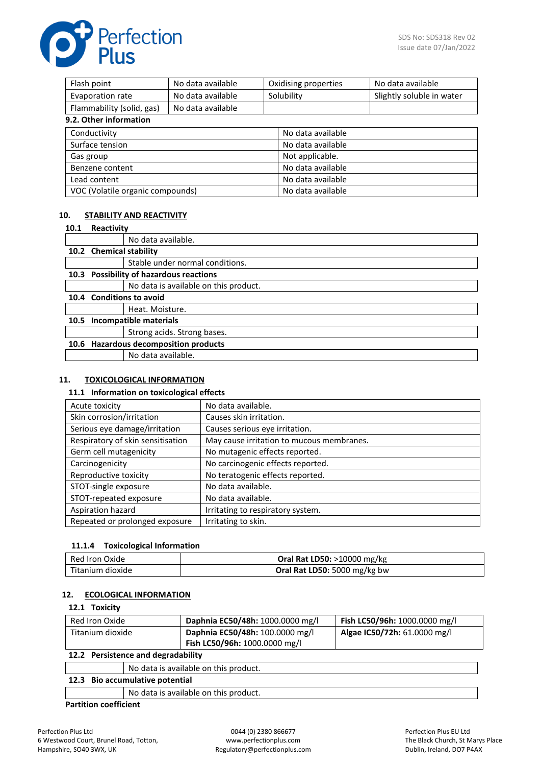| Flash point | No data available | Oxidising properties | No data available |
|---|---|---|---|
| Evaporation rate | No data available | Solubility | Slightly soluble in water |
| Flammability (solid, gas) | No data available | | |

**9.2. Other information**

| Conductivity | No data available |
|---|---|
| Surface tension | No data available |
| Gas group | Not applicable. |
| Benzene content | No data available |
| Lead content | No data available |
| VOC (Volatile organic compounds) | No data available |

## 10. STABILITY AND REACTIVITY

**10.1 Reactivity**

No data available.

**10.2 Chemical stability**

Stable under normal conditions.

**10.3 Possibility of hazardous reactions**

No data is available on this product.

**10.4 Conditions to avoid**

Heat. Moisture.

**10.5 Incompatible materials**

Strong acids. Strong bases.

**10.6 Hazardous decomposition products**

No data available.

## 11. TOXICOLOGICAL INFORMATION

**11.1 Information on toxicological effects**

| Acute toxicity | No data available. |
|---|---|
| Skin corrosion/irritation | Causes skin irritation. |
| Serious eye damage/irritation | Causes serious eye irritation. |
| Respiratory of skin sensitisation | May cause irritation to mucous membranes. |
| Germ cell mutagenicity | No mutagenic effects reported. |
| Carcinogenicity | No carcinogenic effects reported. |
| Reproductive toxicity | No teratogenic effects reported. |
| STOT-single exposure | No data available. |
| STOT-repeated exposure | No data available. |
| Aspiration hazard | Irritating to respiratory system. |
| Repeated or prolonged exposure | Irritating to skin. |

**11.1.4 Toxicological Information**

| Red Iron Oxide | **Oral Rat LD50:** >10000 mg/kg |
|---|---|
| Titanium dioxide | **Oral Rat LD50:** 5000 mg/kg bw |

## 12. ECOLOGICAL INFORMATION

**12.1 Toxicity**

| Red Iron Oxide | **Daphnia EC50/48h:** 1000.0000 mg/l | **Fish LC50/96h:** 1000.0000 mg/l |
|---|---|---|
| Titanium dioxide | **Daphnia EC50/48h:** 100.0000 mg/l<br>**Fish LC50/96h:** 1000.0000 mg/l | **Algae IC50/72h:** 61.0000 mg/l |

**12.2 Persistence and degradability**

No data is available on this product.

**12.3 Bio accumulative potential**

No data is available on this product.

**Partition coefficient**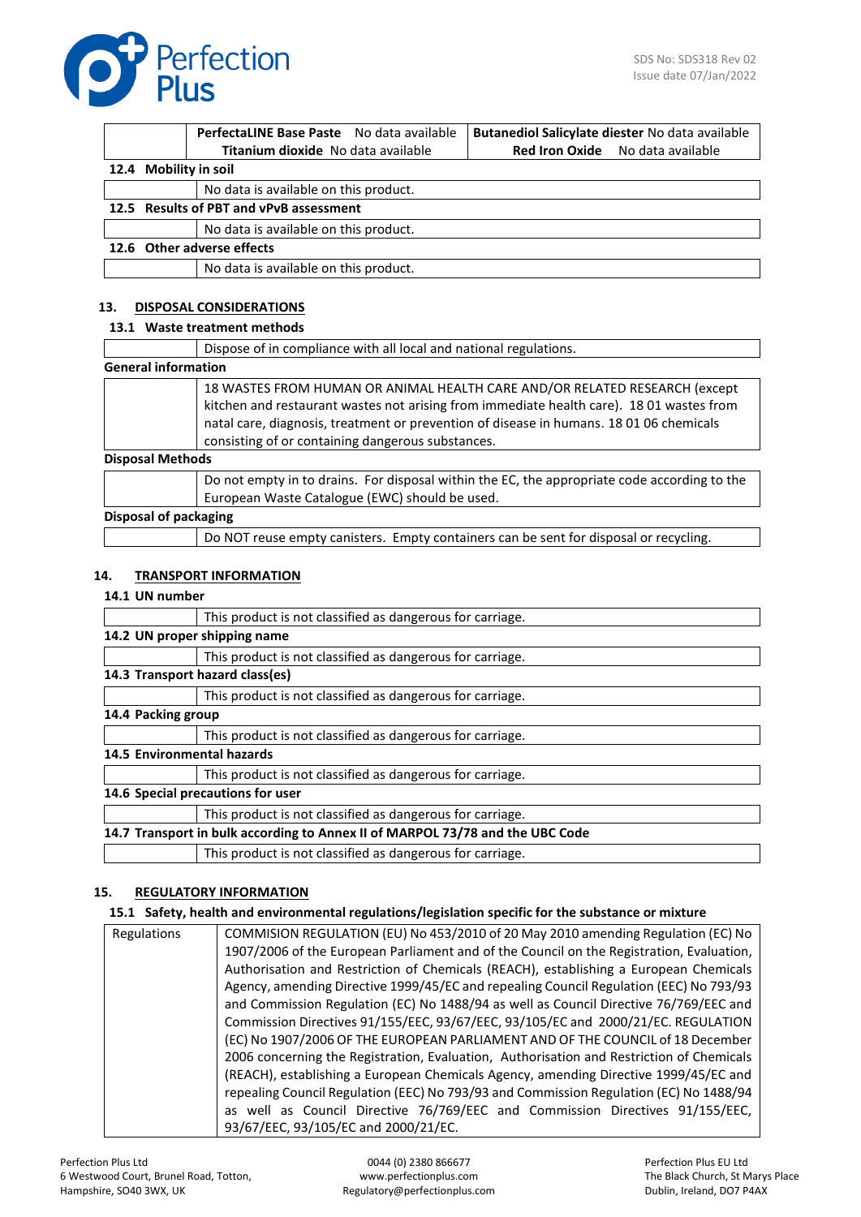| | **PerfectaLINE Base Paste** No data available | **Butanediol Salicylate diester** No data available |
|---|---|---|
| | **Titanium dioxide** No data available | **Red Iron Oxide** No data available |

**12.4 Mobility in soil**

| | |
|---|---|
| | No data is available on this product. |

**12.5 Results of PBT and vPvB assessment**

| | |
|---|---|
| | No data is available on this product. |

**12.6 Other adverse effects**

| | |
|---|---|
| | No data is available on this product. |

## 13. DISPOSAL CONSIDERATIONS

### 13.1 Waste treatment methods

| | |
|---|---|
| | Dispose of in compliance with all local and national regulations. |

**General information**

| | |
|---|---|
| | 18 WASTES FROM HUMAN OR ANIMAL HEALTH CARE AND/OR RELATED RESEARCH (except kitchen and restaurant wastes not arising from immediate health care). 18 01 wastes from natal care, diagnosis, treatment or prevention of disease in humans. 18 01 06 chemicals consisting of or containing dangerous substances. |

**Disposal Methods**

| | |
|---|---|
| | Do not empty in to drains. For disposal within the EC, the appropriate code according to the European Waste Catalogue (EWC) should be used. |

**Disposal of packaging**

| | |
|---|---|
| | Do NOT reuse empty canisters. Empty containers can be sent for disposal or recycling. |

## 14. TRANSPORT INFORMATION

**14.1 UN number**

| | |
|---|---|
| | This product is not classified as dangerous for carriage. |

**14.2 UN proper shipping name**

| | |
|---|---|
| | This product is not classified as dangerous for carriage. |

**14.3 Transport hazard class(es)**

| | |
|---|---|
| | This product is not classified as dangerous for carriage. |

**14.4 Packing group**

| | |
|---|---|
| | This product is not classified as dangerous for carriage. |

**14.5 Environmental hazards**

| | |
|---|---|
| | This product is not classified as dangerous for carriage. |

**14.6 Special precautions for user**

| | |
|---|---|
| | This product is not classified as dangerous for carriage. |

**14.7 Transport in bulk according to Annex II of MARPOL 73/78 and the UBC Code**

| | |
|---|---|
| | This product is not classified as dangerous for carriage. |

## 15. REGULATORY INFORMATION

### 15.1 Safety, health and environmental regulations/legislation specific for the substance or mixture

| | |
|---|---|
| Regulations | COMMISION REGULATION (EU) No 453/2010 of 20 May 2010 amending Regulation (EC) No 1907/2006 of the European Parliament and of the Council on the Registration, Evaluation, Authorisation and Restriction of Chemicals (REACH), establishing a European Chemicals Agency, amending Directive 1999/45/EC and repealing Council Regulation (EEC) No 793/93 and Commission Regulation (EC) No 1488/94 as well as Council Directive 76/769/EEC and Commission Directives 91/155/EEC, 93/67/EEC, 93/105/EC and 2000/21/EC. REGULATION (EC) No 1907/2006 OF THE EUROPEAN PARLIAMENT AND OF THE COUNCIL of 18 December 2006 concerning the Registration, Evaluation, Authorisation and Restriction of Chemicals (REACH), establishing a European Chemicals Agency, amending Directive 1999/45/EC and repealing Council Regulation (EEC) No 793/93 and Commission Regulation (EC) No 1488/94 as well as Council Directive 76/769/EEC and Commission Directives 91/155/EEC, 93/67/EEC, 93/105/EC and 2000/21/EC. |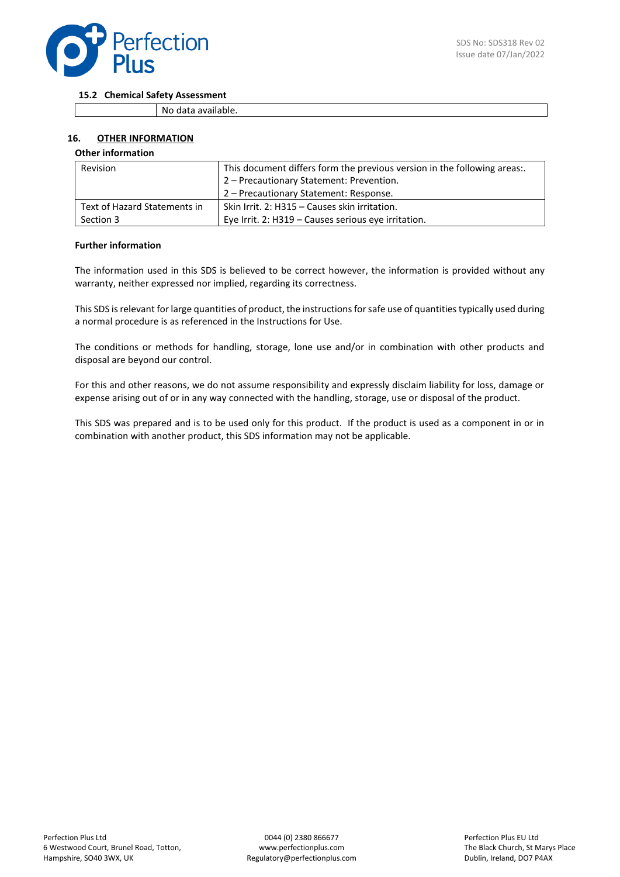### 15.2 Chemical Safety Assessment

| | |
|---|---|
| | No data available. |

## 16. OTHER INFORMATION

**Other information**

| | |
|---|---|
| Revision | This document differs form the previous version in the following areas:.<br>2 – Precautionary Statement: Prevention.<br>2 – Precautionary Statement: Response. |
| Text of Hazard Statements in Section 3 | Skin Irrit. 2: H315 – Causes skin irritation.<br>Eye Irrit. 2: H319 – Causes serious eye irritation. |

**Further information**

The information used in this SDS is believed to be correct however, the information is provided without any warranty, neither expressed nor implied, regarding its correctness.

This SDS is relevant for large quantities of product, the instructions for safe use of quantities typically used during a normal procedure is as referenced in the Instructions for Use.

The conditions or methods for handling, storage, lone use and/or in combination with other products and disposal are beyond our control.

For this and other reasons, we do not assume responsibility and expressly disclaim liability for loss, damage or expense arising out of or in any way connected with the handling, storage, use or disposal of the product.

This SDS was prepared and is to be used only for this product. If the product is used as a component in or in combination with another product, this SDS information may not be applicable.